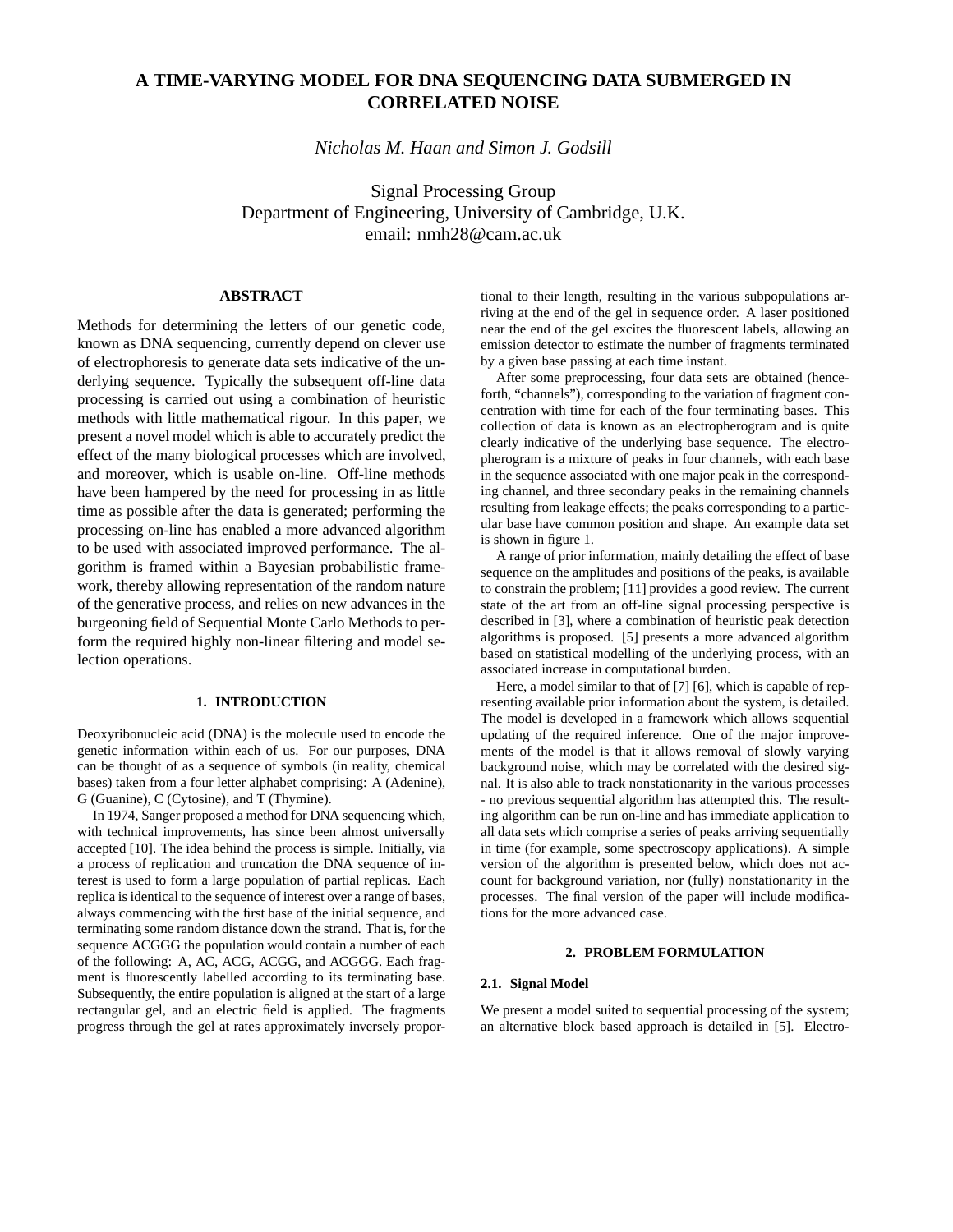# A TIME-VARYING MODEL FOR DNA SEQUENCING DATA SUBMERGED IN CORRELATED NOISE

*Nicholas M. Haan and Simon J. Godsill*

Signal Processing Group
Department of Engineering, University of Cambridge, U.K.
email: nmh28@cam.ac.uk

## ABSTRACT

Methods for determining the letters of our genetic code, known as DNA sequencing, currently depend on clever use of electrophoresis to generate data sets indicative of the underlying sequence. Typically the subsequent off-line data processing is carried out using a combination of heuristic methods with little mathematical rigour. In this paper, we present a novel model which is able to accurately predict the effect of the many biological processes which are involved, and moreover, which is usable on-line. Off-line methods have been hampered by the need for processing in as little time as possible after the data is generated; performing the processing on-line has enabled a more advanced algorithm to be used with associated improved performance. The algorithm is framed within a Bayesian probabilistic framework, thereby allowing representation of the random nature of the generative process, and relies on new advances in the burgeoning field of Sequential Monte Carlo Methods to perform the required highly non-linear filtering and model selection operations.

## 1. INTRODUCTION

Deoxyribonucleic acid (DNA) is the molecule used to encode the genetic information within each of us. For our purposes, DNA can be thought of as a sequence of symbols (in reality, chemical bases) taken from a four letter alphabet comprising: A (Adenine), G (Guanine), C (Cytosine), and T (Thymine).

In 1974, Sanger proposed a method for DNA sequencing which, with technical improvements, has since been almost universally accepted [10]. The idea behind the process is simple. Initially, via a process of replication and truncation the DNA sequence of interest is used to form a large population of partial replicas. Each replica is identical to the sequence of interest over a range of bases, always commencing with the first base of the initial sequence, and terminating some random distance down the strand. That is, for the sequence ACGGG the population would contain a number of each of the following: A, AC, ACG, ACGG, and ACGGG. Each fragment is fluorescently labelled according to its terminating base. Subsequently, the entire population is aligned at the start of a large rectangular gel, and an electric field is applied. The fragments progress through the gel at rates approximately inversely proportional to their length, resulting in the various subpopulations arriving at the end of the gel in sequence order. A laser positioned near the end of the gel excites the fluorescent labels, allowing an emission detector to estimate the number of fragments terminated by a given base passing at each time instant.

After some preprocessing, four data sets are obtained (henceforth, "channels"), corresponding to the variation of fragment concentration with time for each of the four terminating bases. This collection of data is known as an electropherogram and is quite clearly indicative of the underlying base sequence. The electropherogram is a mixture of peaks in four channels, with each base in the sequence associated with one major peak in the corresponding channel, and three secondary peaks in the remaining channels resulting from leakage effects; the peaks corresponding to a particular base have common position and shape. An example data set is shown in figure 1.

A range of prior information, mainly detailing the effect of base sequence on the amplitudes and positions of the peaks, is available to constrain the problem; [11] provides a good review. The current state of the art from an off-line signal processing perspective is described in [3], where a combination of heuristic peak detection algorithms is proposed. [5] presents a more advanced algorithm based on statistical modelling of the underlying process, with an associated increase in computational burden.

Here, a model similar to that of [7] [6], which is capable of representing available prior information about the system, is detailed. The model is developed in a framework which allows sequential updating of the required inference. One of the major improvements of the model is that it allows removal of slowly varying background noise, which may be correlated with the desired signal. It is also able to track nonstationarity in the various processes - no previous sequential algorithm has attempted this. The resulting algorithm can be run on-line and has immediate application to all data sets which comprise a series of peaks arriving sequentially in time (for example, some spectroscopy applications). A simple version of the algorithm is presented below, which does not account for background variation, nor (fully) nonstationarity in the processes. The final version of the paper will include modifications for the more advanced case.

## 2. PROBLEM FORMULATION

### 2.1. Signal Model

We present a model suited to sequential processing of the system; an alternative block based approach is detailed in [5]. Electro-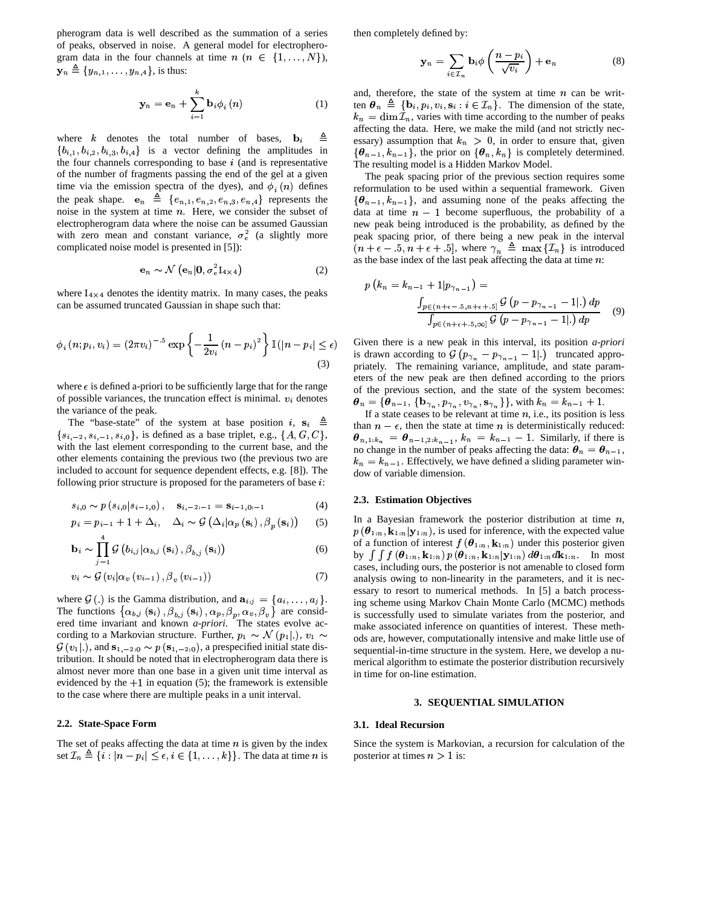pherogram data is well described as the summation of a series of peaks, observed in noise. A general model for electropherogram data in the four channels at time $n$ ($n \in \{1,\ldots,N\}$), $\mathbf{y}_n \triangleq \{y_{n,1},\ldots,y_{n,4}\}$, is thus:

$$\mathbf{y}_n = \mathbf{e}_n + \sum_{i=1}^{k} \mathbf{b}_i \phi_i(n) \tag{1}$$

where $k$ denotes the total number of bases, $\mathbf{b}_i \triangleq \{b_{i,1}, b_{i,2}, b_{i,3}, b_{i,4}\}$ is a vector defining the amplitudes in the four channels corresponding to base $i$ (and is representative of the number of fragments passing the end of the gel at a given time via the emission spectra of the dyes), and $\phi_i(n)$ defines the peak shape. $\mathbf{e}_n \triangleq \{e_{n,1}, e_{n,2}, e_{n,3}, e_{n,4}\}$ represents the noise in the system at time $n$. Here, we consider the subset of electropherogram data where the noise can be assumed Gaussian with zero mean and constant variance, $\sigma_e^2$ (a slightly more complicated noise model is presented in [5]):

$$\mathbf{e}_n \sim \mathcal{N}\left(\mathbf{e}_n | \mathbf{0}, \sigma_e^2 \mathrm{I}_{4\times4}\right) \tag{2}$$

where $\mathrm{I}_{4\times4}$ denotes the identity matrix. In many cases, the peaks can be assumed truncated Gaussian in shape such that:

$$\phi_i(n; p_i, v_i) = (2\pi v_i)^{-.5} \exp\left\{-\frac{1}{2v_i}(n-p_i)^2\right\} \mathbb{I}(|n-p_i| \leq \epsilon) \tag{3}$$

where $\epsilon$ is defined a-priori to be sufficiently large that for the range of possible variances, the truncation effect is minimal. $v_i$ denotes the variance of the peak.

The "base-state" of the system at base position $i$, $\mathbf{s}_i \triangleq \{s_{i,-2}, s_{i,-1}, s_{i,0}\}$, is defined as a base triplet, e.g., $\{A, G, C\}$, with the last element corresponding to the current base, and the other elements containing the previous two (the previous two are included to account for sequence dependent effects, e.g. [8]). The following prior structure is proposed for the parameters of base $i$:

$$s_{i,0} \sim p\left(s_{i,0}|s_{i-1,0}\right), \quad \mathbf{s}_{i,-2:-1} = \mathbf{s}_{i-1,0:-1} \tag{4}$$

$$p_i = p_{i-1} + 1 + \Delta_i, \quad \Delta_i \sim \mathcal{G}\left(\Delta_i | \alpha_p(\mathbf{s}_i), \beta_p(\mathbf{s}_i)\right) \tag{5}$$

$$\mathbf{b}_i \sim \prod_{j=1}^{4} \mathcal{G}\left(b_{i,j} | \alpha_{b,j}(\mathbf{s}_i), \beta_{b,j}(\mathbf{s}_i)\right) \tag{6}$$

$$v_i \sim \mathcal{G}\left(v_i | \alpha_v(v_{i-1}), \beta_v(v_{i-1})\right) \tag{7}$$

where $\mathcal{G}(.)$ is the Gamma distribution, and $\mathbf{a}_{i:j} = \{a_i, \ldots, a_j\}$. The functions $\{\alpha_{b,j}(\mathbf{s}_i), \beta_{b,j}(\mathbf{s}_i), \alpha_p, \beta_p, \alpha_v, \beta_v\}$ are considered time invariant and known *a-priori*. The states evolve according to a Markovian structure. Further, $p_1 \sim \mathcal{N}(p_1|.)$, $v_1 \sim \mathcal{G}(v_1|.)$, and $\mathbf{s}_{1,-2:0} \sim p(\mathbf{s}_{1,-2:0})$, a prespecified initial state distribution. It should be noted that in electropherogram data there is almost never more than one base in a given unit time interval as evidenced by the $+1$ in equation (5); the framework is extensible to the case where there are multiple peaks in a unit interval.

### 2.2. State-Space Form

The set of peaks affecting the data at time $n$ is given by the index set $\mathcal{I}_n \triangleq \{i : |n - p_i| \leq \epsilon, i \in \{1,\ldots,k\}\}$. The data at time $n$ is then completely defined by:

$$\mathbf{y}_n = \sum_{i \in \mathcal{I}_n} \mathbf{b}_i \phi\left(\frac{n-p_i}{\sqrt{v_i}}\right) + \mathbf{e}_n \tag{8}$$

and, therefore, the state of the system at time $n$ can be written $\boldsymbol{\theta}_n \triangleq \{\mathbf{b}_i, p_i, v_i, \mathbf{s}_i : i \in \mathcal{I}_n\}$. The dimension of the state, $k_n = \dim \mathcal{I}_n$, varies with time according to the number of peaks affecting the data. Here, we make the mild (and not strictly necessary) assumption that $k_n > 0$, in order to ensure that, given $\{\boldsymbol{\theta}_{n-1}, k_{n-1}\}$, the prior on $\{\boldsymbol{\theta}_n, k_n\}$ is completely determined. The resulting model is a Hidden Markov Model.

The peak spacing prior of the previous section requires some reformulation to be used within a sequential framework. Given $\{\boldsymbol{\theta}_{n-1}, k_{n-1}\}$, and assuming none of the peaks affecting the data at time $n-1$ become superfluous, the probability of a new peak being introduced is the probability, as defined by the peak spacing prior, of there being a new peak in the interval $(n+\epsilon-.5, n+\epsilon+.5]$, where $\gamma_n \triangleq \max\{\mathcal{I}_n\}$ is introduced as the base index of the last peak affecting the data at time $n$:

$$p\left(k_n = k_{n-1} + 1 | p_{\gamma_{n-1}}\right) = \frac{\int_{p \in (n+\epsilon-.5, n+\epsilon+.5]} \mathcal{G}\left(p - p_{\gamma_{n-1}} - 1|.\right) dp}{\int_{p \in (n+\epsilon+.5, \infty]} \mathcal{G}\left(p - p_{\gamma_{n-1}} - 1|.\right) dp} \tag{9}$$

Given there is a new peak in this interval, its position *a-priori* is drawn according to $\mathcal{G}\left(p_{\gamma_n} - p_{\gamma_{n-1}} - 1|.\right)$ truncated appropriately. The remaining variance, amplitude, and state parameters of the new peak are then defined according to the priors of the previous section, and the state of the system becomes: $\boldsymbol{\theta}_n = \{\boldsymbol{\theta}_{n-1}, \{\mathbf{b}_{\gamma_n}, p_{\gamma_n}, v_{\gamma_n}, \mathbf{s}_{\gamma_n}\}\}$, with $k_n = k_{n-1} + 1$.

If a state ceases to be relevant at time $n$, i.e., its position is less than $n - \epsilon$, then the state at time $n$ is deterministically reduced: $\boldsymbol{\theta}_{n,1:k_n} = \boldsymbol{\theta}_{n-1,2:k_{n-1}}$, $k_n = k_{n-1} - 1$. Similarly, if there is no change in the number of peaks affecting the data: $\boldsymbol{\theta}_n = \boldsymbol{\theta}_{n-1}$, $k_n = k_{n-1}$. Effectively, we have defined a sliding parameter window of variable dimension.

### 2.3. Estimation Objectives

In a Bayesian framework the posterior distribution at time $n$, $p\left(\boldsymbol{\theta}_{1:n}, \mathbf{k}_{1:n} | \mathbf{y}_{1:n}\right)$, is used for inference, with the expected value of a function of interest $f\left(\boldsymbol{\theta}_{1:n}, \mathbf{k}_{1:n}\right)$ under this posterior given by $\int\int f\left(\boldsymbol{\theta}_{1:n}, \mathbf{k}_{1:n}\right) p\left(\boldsymbol{\theta}_{1:n}, \mathbf{k}_{1:n} | \mathbf{y}_{1:n}\right) d\boldsymbol{\theta}_{1:n} d\mathbf{k}_{1:n}$. In most cases, including ours, the posterior is not amenable to closed form analysis owing to non-linearity in the parameters, and it is necessary to resort to numerical methods. In [5] a batch processing scheme using Markov Chain Monte Carlo (MCMC) methods is successfully used to simulate variates from the posterior, and make associated inference on quantities of interest. These methods are, however, computationally intensive and make little use of sequential-in-time structure in the system. Here, we develop a numerical algorithm to estimate the posterior distribution recursively in time for on-line estimation.

## 3. SEQUENTIAL SIMULATION

### 3.1. Ideal Recursion

Since the system is Markovian, a recursion for calculation of the posterior at times $n > 1$ is: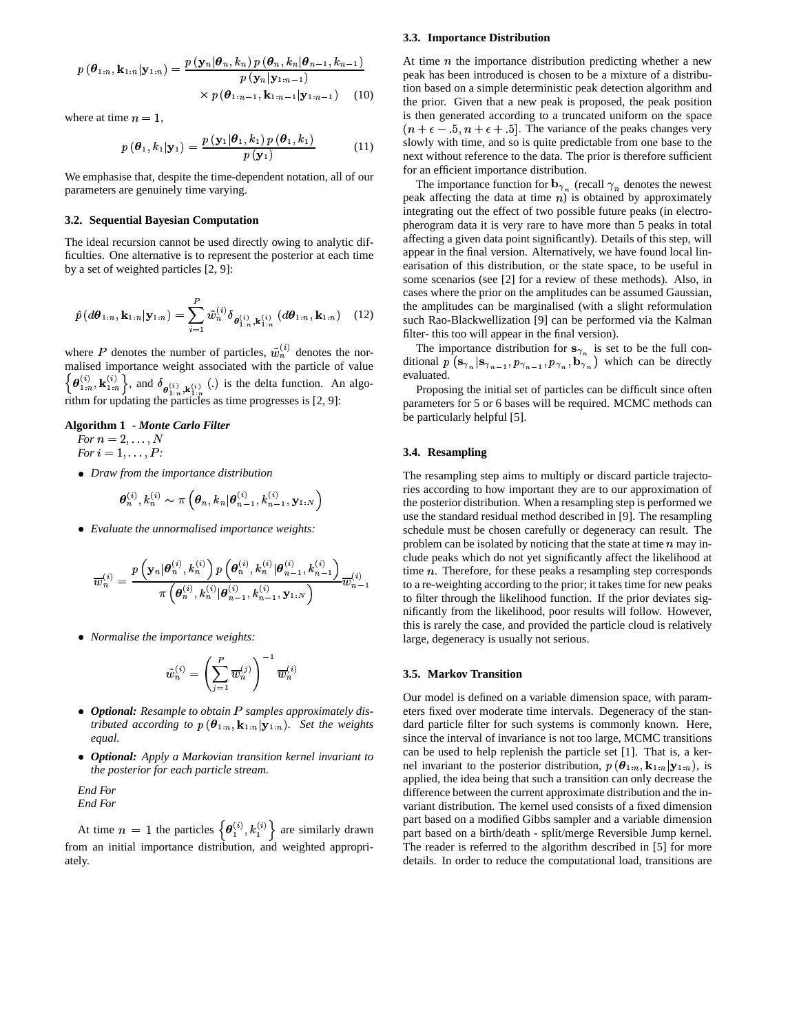$$p(\boldsymbol{\theta}_{1:n}, \mathbf{k}_{1:n}|\mathbf{y}_{1:n}) = \frac{p(\mathbf{y}_n|\boldsymbol{\theta}_n, k_n)\, p(\boldsymbol{\theta}_n, k_n|\boldsymbol{\theta}_{n-1}, k_{n-1})}{p(\mathbf{y}_n|\mathbf{y}_{1:n-1})} \times p(\boldsymbol{\theta}_{1:n-1}, \mathbf{k}_{1:n-1}|\mathbf{y}_{1:n-1}) \quad (10)$$

where at time $n = 1$,

$$p(\boldsymbol{\theta}_1, k_1|\mathbf{y}_1) = \frac{p(\mathbf{y}_1|\boldsymbol{\theta}_1, k_1)\, p(\boldsymbol{\theta}_1, k_1)}{p(\mathbf{y}_1)} \quad (11)$$

We emphasise that, despite the time-dependent notation, all of our parameters are genuinely time varying.

### 3.2. Sequential Bayesian Computation

The ideal recursion cannot be used directly owing to analytic difficulties. One alternative is to represent the posterior at each time by a set of weighted particles [2, 9]:

$$\hat{p}(d\boldsymbol{\theta}_{1:n}, \mathbf{k}_{1:n}|\mathbf{y}_{1:n}) = \sum_{i=1}^{P} \tilde{w}_n^{(i)} \delta_{\boldsymbol{\theta}_{1:n}^{(i)}, \mathbf{k}_{1:n}^{(i)}} (d\boldsymbol{\theta}_{1:n}, \mathbf{k}_{1:n}) \quad (12)$$

where $P$ denotes the number of particles, $\tilde{w}_n^{(i)}$ denotes the normalised importance weight associated with the particle of value $\left\{\boldsymbol{\theta}_{1:n}^{(i)}, \mathbf{k}_{1:n}^{(i)}\right\}$, and $\delta_{\boldsymbol{\theta}_{1:n}^{(i)}, \mathbf{k}_{1:n}^{(i)}}(.)$ is the delta function. An algorithm for updating the particles as time progresses is [2, 9]:

**Algorithm 1** - ***Monte Carlo Filter***
*For $n = 2, \ldots, N$*
*For $i = 1, \ldots, P$:*

- *Draw from the importance distribution*

$$\boldsymbol{\theta}_n^{(i)}, k_n^{(i)} \sim \pi\left(\boldsymbol{\theta}_n, k_n|\boldsymbol{\theta}_{n-1}^{(i)}, k_{n-1}^{(i)}, \mathbf{y}_{1:N}\right)$$

- *Evaluate the unnormalised importance weights:*

$$\overline{w}_n^{(i)} = \frac{p\left(\mathbf{y}_n|\boldsymbol{\theta}_n^{(i)}, k_n^{(i)}\right) p\left(\boldsymbol{\theta}_n^{(i)}, k_n^{(i)}|\boldsymbol{\theta}_{n-1}^{(i)}, k_{n-1}^{(i)}\right)}{\pi\left(\boldsymbol{\theta}_n^{(i)}, k_n^{(i)}|\boldsymbol{\theta}_{n-1}^{(i)}, k_{n-1}^{(i)}, \mathbf{y}_{1:N}\right)} \overline{w}_{n-1}^{(i)}$$

- *Normalise the importance weights:*

$$\tilde{w}_n^{(i)} = \left(\sum_{j=1}^{P} \overline{w}_n^{(j)}\right)^{-1} \overline{w}_n^{(i)}$$

- ***Optional:*** *Resample to obtain $P$ samples approximately distributed according to $p(\boldsymbol{\theta}_{1:n}, \mathbf{k}_{1:n}|\mathbf{y}_{1:n})$. Set the weights equal.*
- ***Optional:*** *Apply a Markovian transition kernel invariant to the posterior for each particle stream.*

*End For*
*End For*

At time $n = 1$ the particles $\left\{\boldsymbol{\theta}_1^{(i)}, k_1^{(i)}\right\}$ are similarly drawn from an initial importance distribution, and weighted appropriately.

### 3.3. Importance Distribution

At time $n$ the importance distribution predicting whether a new peak has been introduced is chosen to be a mixture of a distribution based on a simple deterministic peak detection algorithm and the prior. Given that a new peak is proposed, the peak position is then generated according to a truncated uniform on the space $(n + \epsilon - .5, n + \epsilon + .5]$. The variance of the peaks changes very slowly with time, and so is quite predictable from one base to the next without reference to the data. The prior is therefore sufficient for an efficient importance distribution.

The importance function for $\mathbf{b}_{\gamma_n}$ (recall $\gamma_n$ denotes the newest peak affecting the data at time $n$) is obtained by approximately integrating out the effect of two possible future peaks (in electropherogram data it is very rare to have more than 5 peaks in total affecting a given data point significantly). Details of this step, will appear in the final version. Alternatively, we have found local linearisation of this distribution, or the state space, to be useful in some scenarios (see [2] for a review of these methods). Also, in cases where the prior on the amplitudes can be assumed Gaussian, the amplitudes can be marginalised (with a slight reformulation such Rao-Blackwellization [9] can be performed via the Kalman filter- this too will appear in the final version).

The importance distribution for $\mathbf{s}_{\gamma_n}$ is set to be the full conditional $p\left(\mathbf{s}_{\gamma_n}|\mathbf{s}_{\gamma_{n-1}}, p_{\gamma_{n-1}}, p_{\gamma_n}, \mathbf{b}_{\gamma_n}\right)$ which can be directly evaluated.

Proposing the initial set of particles can be difficult since often parameters for 5 or 6 bases will be required. MCMC methods can be particularly helpful [5].

### 3.4. Resampling

The resampling step aims to multiply or discard particle trajectories according to how important they are to our approximation of the posterior distribution. When a resampling step is performed we use the standard residual method described in [9]. The resampling schedule must be chosen carefully or degeneracy can result. The problem can be isolated by noticing that the state at time $n$ may include peaks which do not yet significantly affect the likelihood at time $n$. Therefore, for these peaks a resampling step corresponds to a re-weighting according to the prior; it takes time for new peaks to filter through the likelihood function. If the prior deviates significantly from the likelihood, poor results will follow. However, this is rarely the case, and provided the particle cloud is relatively large, degeneracy is usually not serious.

### 3.5. Markov Transition

Our model is defined on a variable dimension space, with parameters fixed over moderate time intervals. Degeneracy of the standard particle filter for such systems is commonly known. Here, since the interval of invariance is not too large, MCMC transitions can be used to help replenish the particle set [1]. That is, a kernel invariant to the posterior distribution, $p(\boldsymbol{\theta}_{1:n}, \mathbf{k}_{1:n}|\mathbf{y}_{1:n})$, is applied, the idea being that such a transition can only decrease the difference between the current approximate distribution and the invariant distribution. The kernel used consists of a fixed dimension part based on a modified Gibbs sampler and a variable dimension part based on a birth/death - split/merge Reversible Jump kernel. The reader is referred to the algorithm described in [5] for more details. In order to reduce the computational load, transitions are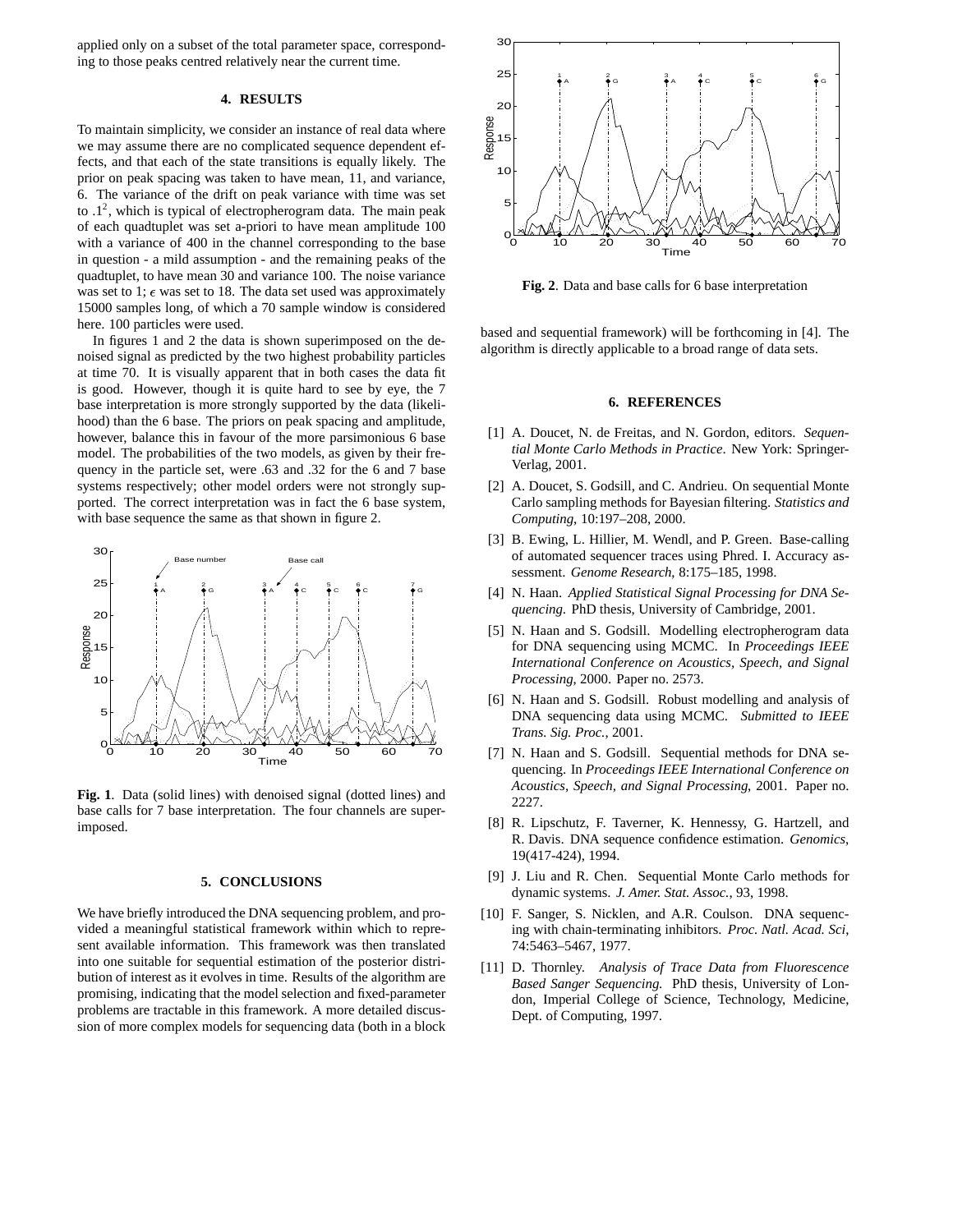applied only on a subset of the total parameter space, corresponding to those peaks centred relatively near the current time.

## 4. RESULTS

To maintain simplicity, we consider an instance of real data where we may assume there are no complicated sequence dependent effects, and that each of the state transitions is equally likely. The prior on peak spacing was taken to have mean, 11, and variance, 6. The variance of the drift on peak variance with time was set to $.1^2$, which is typical of electropherogram data. The main peak of each quadtuplet was set a-priori to have mean amplitude 100 with a variance of 400 in the channel corresponding to the base in question - a mild assumption - and the remaining peaks of the quadtuplet, to have mean 30 and variance 100. The noise variance was set to 1; $\epsilon$ was set to 18. The data set used was approximately 15000 samples long, of which a 70 sample window is considered here. 100 particles were used.

In figures 1 and 2 the data is shown superimposed on the denoised signal as predicted by the two highest probability particles at time 70. It is visually apparent that in both cases the data fit is good. However, though it is quite hard to see by eye, the 7 base interpretation is more strongly supported by the data (likelihood) than the 6 base. The priors on peak spacing and amplitude, however, balance this in favour of the more parsimonious 6 base model. The probabilities of the two models, as given by their frequency in the particle set, were .63 and .32 for the 6 and 7 base systems respectively; other model orders were not strongly supported. The correct interpretation was in fact the 6 base system, with base sequence the same as that shown in figure 2.

Base number
Base call
1 A
2 G
3 A
4 C
5 C
6 C
7 G
Response
Time
0 10 20 30 40 50 60 70
0 5 10 15 20 25 30

**Fig. 1**. Data (solid lines) with denoised signal (dotted lines) and base calls for 7 base interpretation. The four channels are superimposed.

1 A
2 G
3 A
4 C
5 C
6 G
Response
Time
0 10 20 30 40 50 60 70
0 5 10 15 20 25 30

**Fig. 2**. Data and base calls for 6 base interpretation

## 5. CONCLUSIONS

We have briefly introduced the DNA sequencing problem, and provided a meaningful statistical framework within which to represent available information. This framework was then translated into one suitable for sequential estimation of the posterior distribution of interest as it evolves in time. Results of the algorithm are promising, indicating that the model selection and fixed-parameter problems are tractable in this framework. A more detailed discussion of more complex models for sequencing data (both in a block based and sequential framework) will be forthcoming in [4]. The algorithm is directly applicable to a broad range of data sets.

## 6. REFERENCES

[1] A. Doucet, N. de Freitas, and N. Gordon, editors. *Sequential Monte Carlo Methods in Practice*. New York: Springer-Verlag, 2001.

[2] A. Doucet, S. Godsill, and C. Andrieu. On sequential Monte Carlo sampling methods for Bayesian filtering. *Statistics and Computing*, 10:197–208, 2000.

[3] B. Ewing, L. Hillier, M. Wendl, and P. Green. Base-calling of automated sequencer traces using Phred. I. Accuracy assessment. *Genome Research*, 8:175–185, 1998.

[4] N. Haan. *Applied Statistical Signal Processing for DNA Sequencing*. PhD thesis, University of Cambridge, 2001.

[5] N. Haan and S. Godsill. Modelling electropherogram data for DNA sequencing using MCMC. In *Proceedings IEEE International Conference on Acoustics, Speech, and Signal Processing*, 2000. Paper no. 2573.

[6] N. Haan and S. Godsill. Robust modelling and analysis of DNA sequencing data using MCMC. *Submitted to IEEE Trans. Sig. Proc.*, 2001.

[7] N. Haan and S. Godsill. Sequential methods for DNA sequencing. In *Proceedings IEEE International Conference on Acoustics, Speech, and Signal Processing*, 2001. Paper no. 2227.

[8] R. Lipschutz, F. Taverner, K. Hennessy, G. Hartzell, and R. Davis. DNA sequence confidence estimation. *Genomics*, 19(417-424), 1994.

[9] J. Liu and R. Chen. Sequential Monte Carlo methods for dynamic systems. *J. Amer. Stat. Assoc.*, 93, 1998.

[10] F. Sanger, S. Nicklen, and A.R. Coulson. DNA sequencing with chain-terminating inhibitors. *Proc. Natl. Acad. Sci*, 74:5463–5467, 1977.

[11] D. Thornley. *Analysis of Trace Data from Fluorescence Based Sanger Sequencing.* PhD thesis, University of London, Imperial College of Science, Technology, Medicine, Dept. of Computing, 1997.